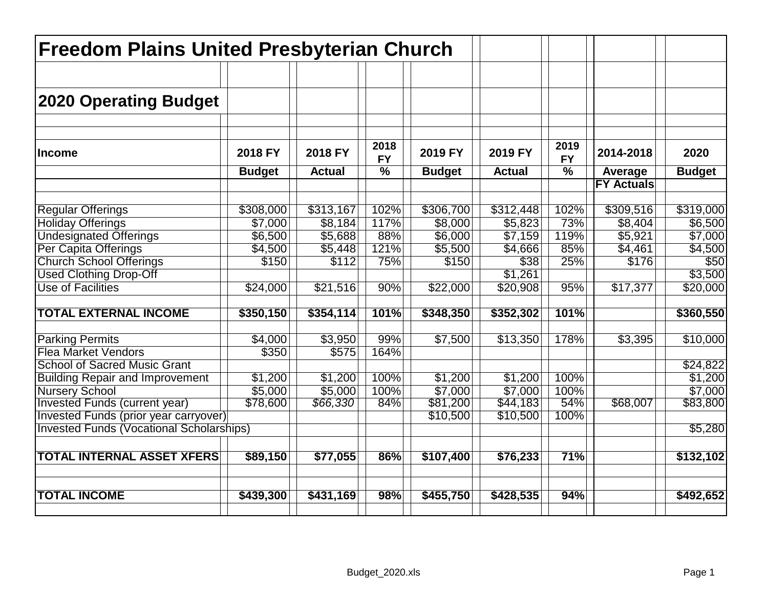# Freedom Plains United Presbyterian Church

## 2020 Operating Budget

| Income | 2018 FY Budget | 2018 FY Actual | 2018 FY % | 2019 FY Budget | 2019 FY Actual | 2019 FY % | 2014-2018 Average FY Actuals | 2020 Budget |
|---|---|---|---|---|---|---|---|---|
| Regular Offerings | $308,000 | $313,167 | 102% | $306,700 | $312,448 | 102% | $309,516 | $319,000 |
| Holiday Offerings | $7,000 | $8,184 | 117% | $8,000 | $5,823 | 73% | $8,404 | $6,500 |
| Undesignated Offerings | $6,500 | $5,688 | 88% | $6,000 | $7,159 | 119% | $5,921 | $7,000 |
| Per Capita Offerings | $4,500 | $5,448 | 121% | $5,500 | $4,666 | 85% | $4,461 | $4,500 |
| Church School Offerings | $150 | $112 | 75% | $150 | $38 | 25% | $176 | $50 |
| Used Clothing Drop-Off | | | | | $1,261 | | | $3,500 |
| Use of Facilities | $24,000 | $21,516 | 90% | $22,000 | $20,908 | 95% | $17,377 | $20,000 |
| **TOTAL EXTERNAL INCOME** | **$350,150** | **$354,114** | **101%** | **$348,350** | **$352,302** | **101%** | | **$360,550** |
| Parking Permits | $4,000 | $3,950 | 99% | $7,500 | $13,350 | 178% | $3,395 | $10,000 |
| Flea Market Vendors | $350 | $575 | 164% | | | | | |
| School of Sacred Music Grant | | | | | | | | $24,822 |
| Building Repair and Improvement | $1,200 | $1,200 | 100% | $1,200 | $1,200 | 100% | | $1,200 |
| Nursery School | $5,000 | $5,000 | 100% | $7,000 | $7,000 | 100% | | $7,000 |
| Invested Funds (current year) | $78,600 | *$66,330* | 84% | $81,200 | $44,183 | 54% | $68,007 | $83,800 |
| Invested Funds (prior year carryover) | | | | $10,500 | $10,500 | 100% | | |
| Invested Funds (Vocational Scholarships) | | | | | | | | $5,280 |
| **TOTAL INTERNAL ASSET XFERS** | **$89,150** | **$77,055** | **86%** | **$107,400** | **$76,233** | **71%** | | **$132,102** |
| **TOTAL INCOME** | **$439,300** | **$431,169** | **98%** | **$455,750** | **$428,535** | **94%** | | **$492,652** |

Budget_2020.xls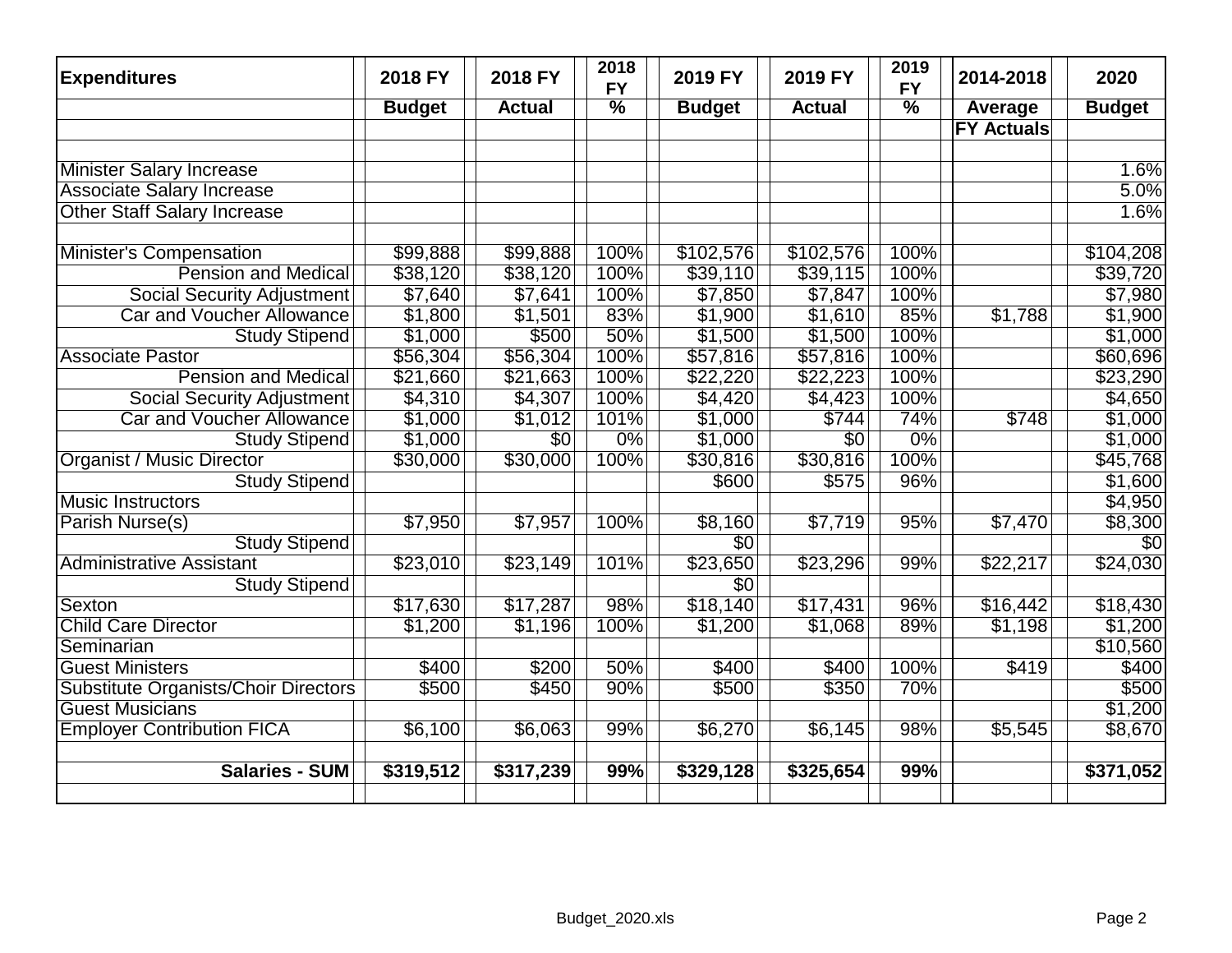| Expenditures | 2018 FY | 2018 FY | 2018 FY | 2019 FY | 2019 FY | 2019 FY | 2014-2018 | 2020 |
|---|---|---|---|---|---|---|---|---|
| | Budget | Actual | % | Budget | Actual | % | Average | Budget |
| | | | | | | | FY Actuals | |
| | | | | | | | | |
| Minister Salary Increase | | | | | | | | 1.6% |
| Associate Salary Increase | | | | | | | | 5.0% |
| Other Staff Salary Increase | | | | | | | | 1.6% |
| | | | | | | | | |
| Minister's Compensation | $99,888 | $99,888 | 100% | $102,576 | $102,576 | 100% | | $104,208 |
| Pension and Medical | $38,120 | $38,120 | 100% | $39,110 | $39,115 | 100% | | $39,720 |
| Social Security Adjustment | $7,640 | $7,641 | 100% | $7,850 | $7,847 | 100% | | $7,980 |
| Car and Voucher Allowance | $1,800 | $1,501 | 83% | $1,900 | $1,610 | 85% | $1,788 | $1,900 |
| Study Stipend | $1,000 | $500 | 50% | $1,500 | $1,500 | 100% | | $1,000 |
| Associate Pastor | $56,304 | $56,304 | 100% | $57,816 | $57,816 | 100% | | $60,696 |
| Pension and Medical | $21,660 | $21,663 | 100% | $22,220 | $22,223 | 100% | | $23,290 |
| Social Security Adjustment | $4,310 | $4,307 | 100% | $4,420 | $4,423 | 100% | | $4,650 |
| Car and Voucher Allowance | $1,000 | $1,012 | 101% | $1,000 | $744 | 74% | $748 | $1,000 |
| Study Stipend | $1,000 | $0 | 0% | $1,000 | $0 | 0% | | $1,000 |
| Organist / Music Director | $30,000 | $30,000 | 100% | $30,816 | $30,816 | 100% | | $45,768 |
| Study Stipend | | | | $600 | $575 | 96% | | $1,600 |
| Music Instructors | | | | | | | | $4,950 |
| Parish Nurse(s) | $7,950 | $7,957 | 100% | $8,160 | $7,719 | 95% | $7,470 | $8,300 |
| Study Stipend | | | | $0 | | | | $0 |
| Administrative Assistant | $23,010 | $23,149 | 101% | $23,650 | $23,296 | 99% | $22,217 | $24,030 |
| Study Stipend | | | | $0 | | | | |
| Sexton | $17,630 | $17,287 | 98% | $18,140 | $17,431 | 96% | $16,442 | $18,430 |
| Child Care Director | $1,200 | $1,196 | 100% | $1,200 | $1,068 | 89% | $1,198 | $1,200 |
| Seminarian | | | | | | | | $10,560 |
| Guest Ministers | $400 | $200 | 50% | $400 | $400 | 100% | $419 | $400 |
| Substitute Organists/Choir Directors | $500 | $450 | 90% | $500 | $350 | 70% | | $500 |
| Guest Musicians | | | | | | | | $1,200 |
| Employer Contribution FICA | $6,100 | $6,063 | 99% | $6,270 | $6,145 | 98% | $5,545 | $8,670 |
| | | | | | | | | |
| **Salaries - SUM** | **$319,512** | **$317,239** | **99%** | **$329,128** | **$325,654** | **99%** | | **$371,052** |

Budget_2020.xls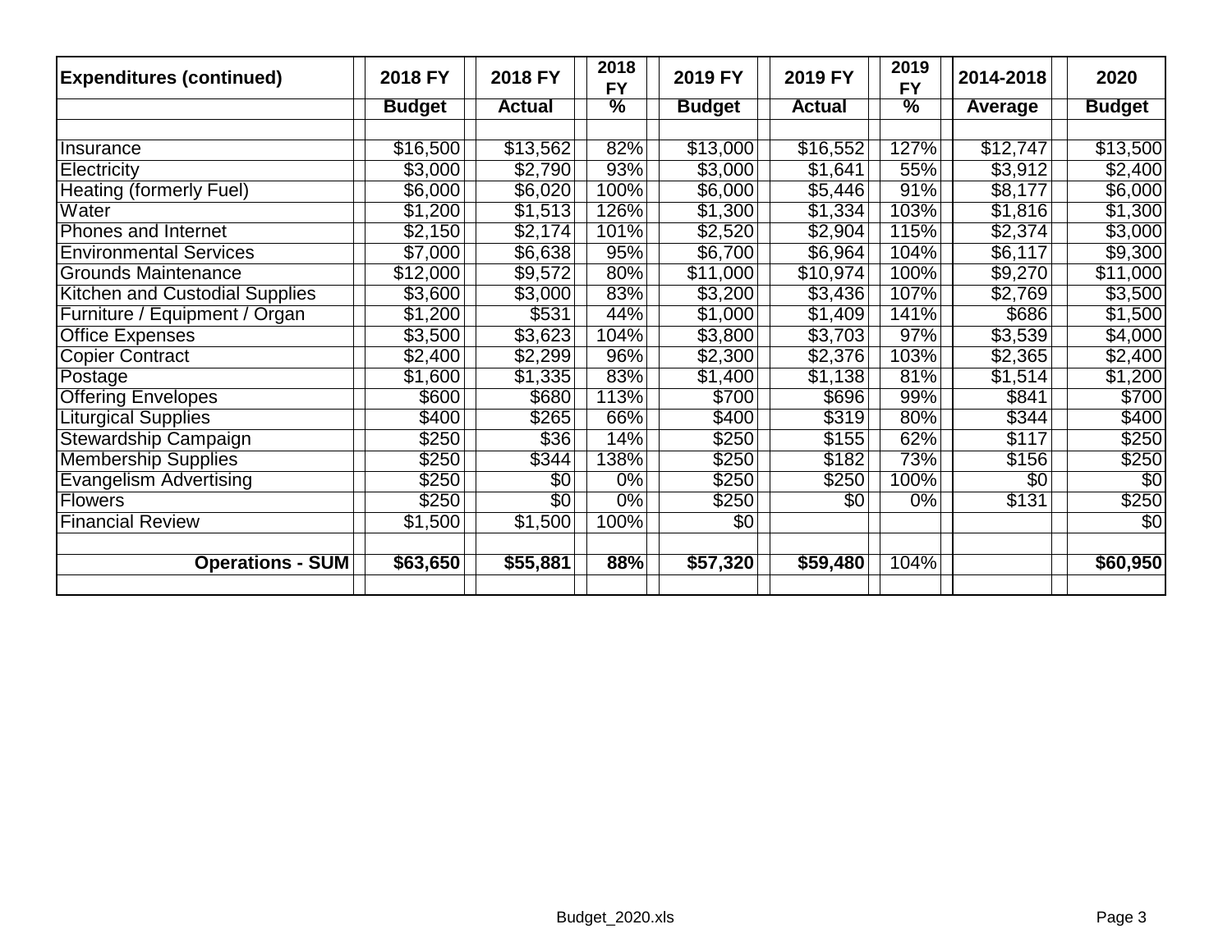| Expenditures (continued) | 2018 FY | 2018 FY | 2018 FY | 2019 FY | 2019 FY | 2019 FY | 2014-2018 | 2020 |
|---|---|---|---|---|---|---|---|---|
| | Budget | Actual | % | Budget | Actual | % | Average | Budget |
| | | | | | | | | |
| Insurance | $16,500 | $13,562 | 82% | $13,000 | $16,552 | 127% | $12,747 | $13,500 |
| Electricity | $3,000 | $2,790 | 93% | $3,000 | $1,641 | 55% | $3,912 | $2,400 |
| Heating (formerly Fuel) | $6,000 | $6,020 | 100% | $6,000 | $5,446 | 91% | $8,177 | $6,000 |
| Water | $1,200 | $1,513 | 126% | $1,300 | $1,334 | 103% | $1,816 | $1,300 |
| Phones and Internet | $2,150 | $2,174 | 101% | $2,520 | $2,904 | 115% | $2,374 | $3,000 |
| Environmental Services | $7,000 | $6,638 | 95% | $6,700 | $6,964 | 104% | $6,117 | $9,300 |
| Grounds Maintenance | $12,000 | $9,572 | 80% | $11,000 | $10,974 | 100% | $9,270 | $11,000 |
| Kitchen and Custodial Supplies | $3,600 | $3,000 | 83% | $3,200 | $3,436 | 107% | $2,769 | $3,500 |
| Furniture / Equipment / Organ | $1,200 | $531 | 44% | $1,000 | $1,409 | 141% | $686 | $1,500 |
| Office Expenses | $3,500 | $3,623 | 104% | $3,800 | $3,703 | 97% | $3,539 | $4,000 |
| Copier Contract | $2,400 | $2,299 | 96% | $2,300 | $2,376 | 103% | $2,365 | $2,400 |
| Postage | $1,600 | $1,335 | 83% | $1,400 | $1,138 | 81% | $1,514 | $1,200 |
| Offering Envelopes | $600 | $680 | 113% | $700 | $696 | 99% | $841 | $700 |
| Liturgical Supplies | $400 | $265 | 66% | $400 | $319 | 80% | $344 | $400 |
| Stewardship Campaign | $250 | $36 | 14% | $250 | $155 | 62% | $117 | $250 |
| Membership Supplies | $250 | $344 | 138% | $250 | $182 | 73% | $156 | $250 |
| Evangelism Advertising | $250 | $0 | 0% | $250 | $250 | 100% | $0 | $0 |
| Flowers | $250 | $0 | 0% | $250 | $0 | 0% | $131 | $250 |
| Financial Review | $1,500 | $1,500 | 100% | $0 | | | | $0 |
| | | | | | | | | |
| **Operations - SUM** | **$63,650** | **$55,881** | **88%** | **$57,320** | **$59,480** | 104% | | **$60,950** |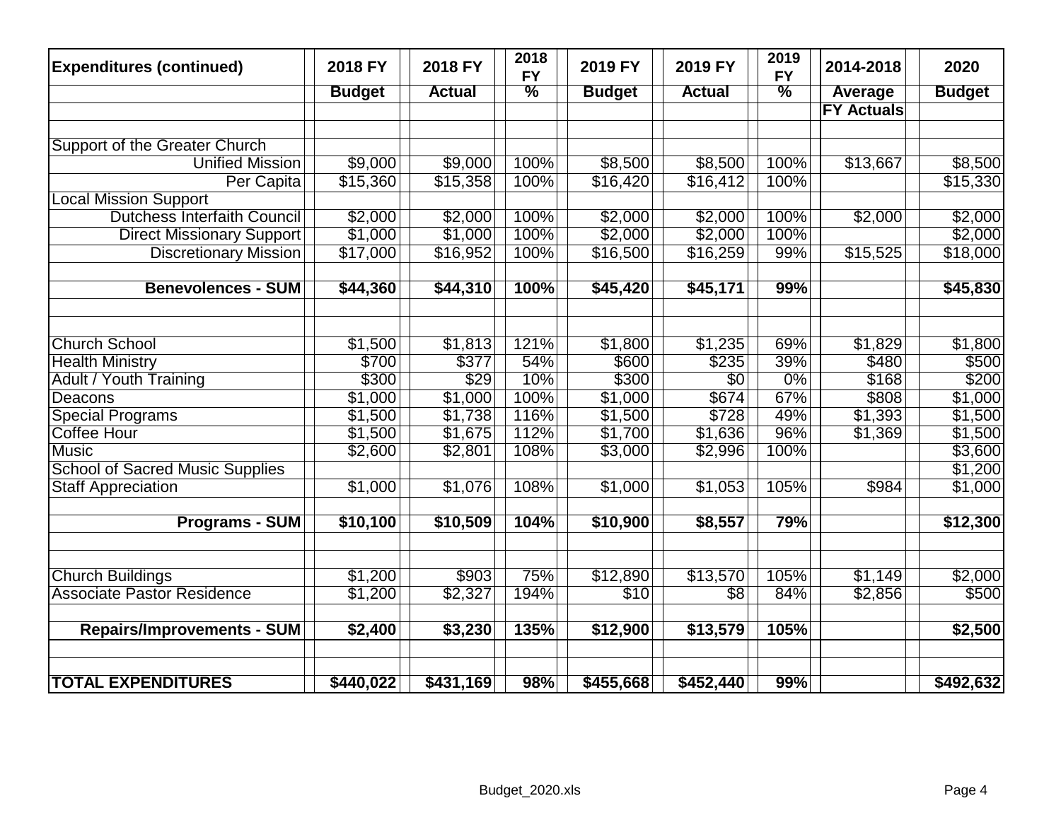| Expenditures (continued) | 2018 FY Budget | 2018 FY Actual | 2018 FY % | 2019 FY Budget | 2019 FY Actual | 2019 FY % | 2014-2018 Average FY Actuals | 2020 Budget |
|---|---|---|---|---|---|---|---|---|
| | | | | | | | | |
| Support of the Greater Church | | | | | | | | |
| Unified Mission | $9,000 | $9,000 | 100% | $8,500 | $8,500 | 100% | $13,667 | $8,500 |
| Per Capita | $15,360 | $15,358 | 100% | $16,420 | $16,412 | 100% | | $15,330 |
| Local Mission Support | | | | | | | | |
| Dutchess Interfaith Council | $2,000 | $2,000 | 100% | $2,000 | $2,000 | 100% | $2,000 | $2,000 |
| Direct Missionary Support | $1,000 | $1,000 | 100% | $2,000 | $2,000 | 100% | | $2,000 |
| Discretionary Mission | $17,000 | $16,952 | 100% | $16,500 | $16,259 | 99% | $15,525 | $18,000 |
| | | | | | | | | |
| **Benevolences - SUM** | **$44,360** | **$44,310** | **100%** | **$45,420** | **$45,171** | **99%** | | **$45,830** |
| | | | | | | | | |
| | | | | | | | | |
| Church School | $1,500 | $1,813 | 121% | $1,800 | $1,235 | 69% | $1,829 | $1,800 |
| Health Ministry | $700 | $377 | 54% | $600 | $235 | 39% | $480 | $500 |
| Adult / Youth Training | $300 | $29 | 10% | $300 | $0 | 0% | $168 | $200 |
| Deacons | $1,000 | $1,000 | 100% | $1,000 | $674 | 67% | $808 | $1,000 |
| Special Programs | $1,500 | $1,738 | 116% | $1,500 | $728 | 49% | $1,393 | $1,500 |
| Coffee Hour | $1,500 | $1,675 | 112% | $1,700 | $1,636 | 96% | $1,369 | $1,500 |
| Music | $2,600 | $2,801 | 108% | $3,000 | $2,996 | 100% | | $3,600 |
| School of Sacred Music Supplies | | | | | | | | $1,200 |
| Staff Appreciation | $1,000 | $1,076 | 108% | $1,000 | $1,053 | 105% | $984 | $1,000 |
| | | | | | | | | |
| **Programs - SUM** | **$10,100** | **$10,509** | **104%** | **$10,900** | **$8,557** | **79%** | | **$12,300** |
| | | | | | | | | |
| | | | | | | | | |
| Church Buildings | $1,200 | $903 | 75% | $12,890 | $13,570 | 105% | $1,149 | $2,000 |
| Associate Pastor Residence | $1,200 | $2,327 | 194% | $10 | $8 | 84% | $2,856 | $500 |
| | | | | | | | | |
| **Repairs/Improvements - SUM** | **$2,400** | **$3,230** | **135%** | **$12,900** | **$13,579** | **105%** | | **$2,500** |
| | | | | | | | | |
| | | | | | | | | |
| **TOTAL EXPENDITURES** | **$440,022** | **$431,169** | **98%** | **$455,668** | **$452,440** | **99%** | | **$492,632** |

Budget_2020.xls